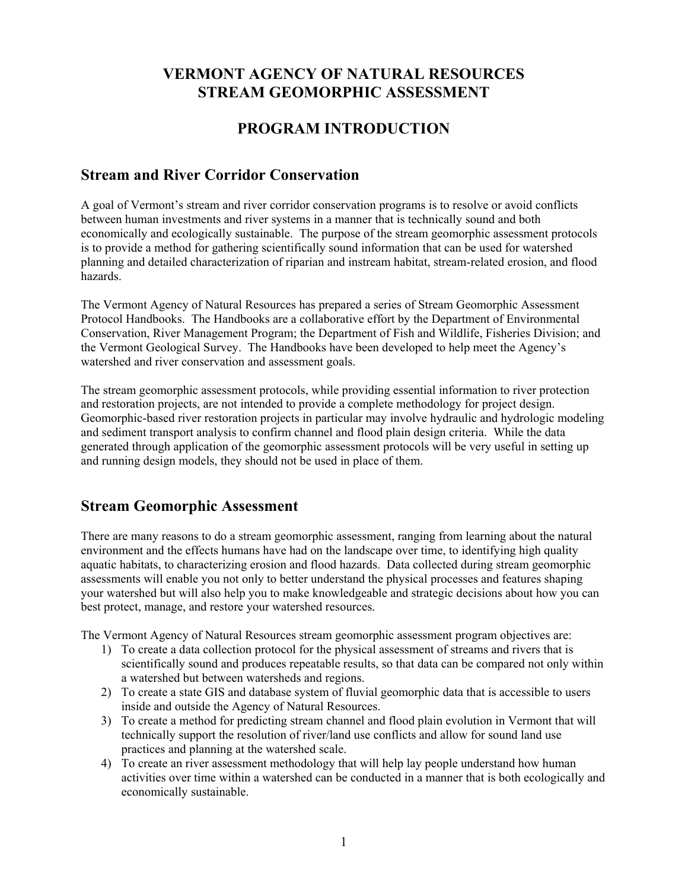# VERMONT AGENCY OF NATURAL RESOURCES
# STREAM GEOMORPHIC ASSESSMENT

# PROGRAM INTRODUCTION

## Stream and River Corridor Conservation

A goal of Vermont's stream and river corridor conservation programs is to resolve or avoid conflicts between human investments and river systems in a manner that is technically sound and both economically and ecologically sustainable. The purpose of the stream geomorphic assessment protocols is to provide a method for gathering scientifically sound information that can be used for watershed planning and detailed characterization of riparian and instream habitat, stream-related erosion, and flood hazards.

The Vermont Agency of Natural Resources has prepared a series of Stream Geomorphic Assessment Protocol Handbooks. The Handbooks are a collaborative effort by the Department of Environmental Conservation, River Management Program; the Department of Fish and Wildlife, Fisheries Division; and the Vermont Geological Survey. The Handbooks have been developed to help meet the Agency's watershed and river conservation and assessment goals.

The stream geomorphic assessment protocols, while providing essential information to river protection and restoration projects, are not intended to provide a complete methodology for project design. Geomorphic-based river restoration projects in particular may involve hydraulic and hydrologic modeling and sediment transport analysis to confirm channel and flood plain design criteria. While the data generated through application of the geomorphic assessment protocols will be very useful in setting up and running design models, they should not be used in place of them.

## Stream Geomorphic Assessment

There are many reasons to do a stream geomorphic assessment, ranging from learning about the natural environment and the effects humans have had on the landscape over time, to identifying high quality aquatic habitats, to characterizing erosion and flood hazards. Data collected during stream geomorphic assessments will enable you not only to better understand the physical processes and features shaping your watershed but will also help you to make knowledgeable and strategic decisions about how you can best protect, manage, and restore your watershed resources.

The Vermont Agency of Natural Resources stream geomorphic assessment program objectives are:

1) To create a data collection protocol for the physical assessment of streams and rivers that is scientifically sound and produces repeatable results, so that data can be compared not only within a watershed but between watersheds and regions.
2) To create a state GIS and database system of fluvial geomorphic data that is accessible to users inside and outside the Agency of Natural Resources.
3) To create a method for predicting stream channel and flood plain evolution in Vermont that will technically support the resolution of river/land use conflicts and allow for sound land use practices and planning at the watershed scale.
4) To create an river assessment methodology that will help lay people understand how human activities over time within a watershed can be conducted in a manner that is both ecologically and economically sustainable.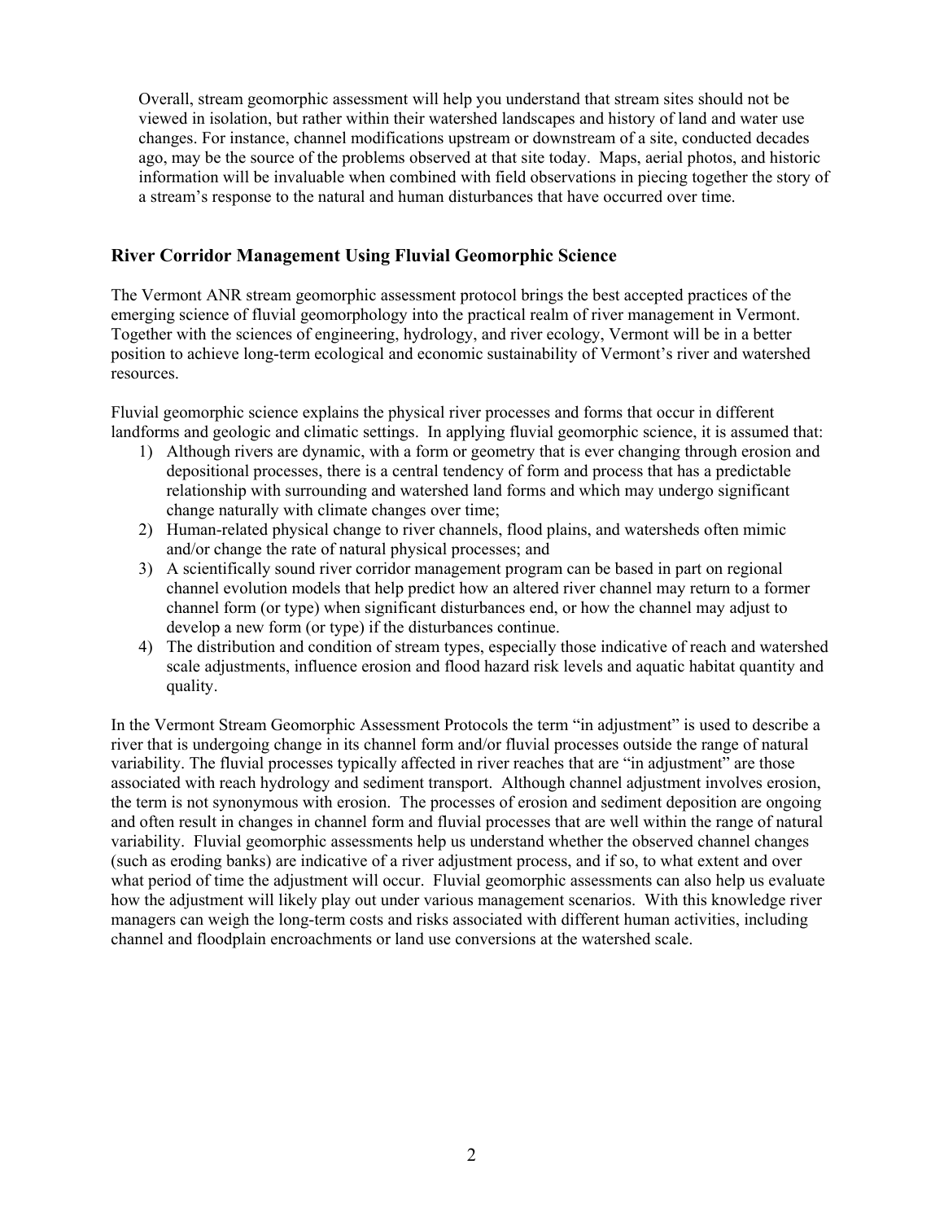Overall, stream geomorphic assessment will help you understand that stream sites should not be viewed in isolation, but rather within their watershed landscapes and history of land and water use changes. For instance, channel modifications upstream or downstream of a site, conducted decades ago, may be the source of the problems observed at that site today. Maps, aerial photos, and historic information will be invaluable when combined with field observations in piecing together the story of a stream's response to the natural and human disturbances that have occurred over time.

## River Corridor Management Using Fluvial Geomorphic Science

The Vermont ANR stream geomorphic assessment protocol brings the best accepted practices of the emerging science of fluvial geomorphology into the practical realm of river management in Vermont. Together with the sciences of engineering, hydrology, and river ecology, Vermont will be in a better position to achieve long-term ecological and economic sustainability of Vermont's river and watershed resources.

Fluvial geomorphic science explains the physical river processes and forms that occur in different landforms and geologic and climatic settings. In applying fluvial geomorphic science, it is assumed that:

1) Although rivers are dynamic, with a form or geometry that is ever changing through erosion and depositional processes, there is a central tendency of form and process that has a predictable relationship with surrounding and watershed land forms and which may undergo significant change naturally with climate changes over time;
2) Human-related physical change to river channels, flood plains, and watersheds often mimic and/or change the rate of natural physical processes; and
3) A scientifically sound river corridor management program can be based in part on regional channel evolution models that help predict how an altered river channel may return to a former channel form (or type) when significant disturbances end, or how the channel may adjust to develop a new form (or type) if the disturbances continue.
4) The distribution and condition of stream types, especially those indicative of reach and watershed scale adjustments, influence erosion and flood hazard risk levels and aquatic habitat quantity and quality.

In the Vermont Stream Geomorphic Assessment Protocols the term "in adjustment" is used to describe a river that is undergoing change in its channel form and/or fluvial processes outside the range of natural variability. The fluvial processes typically affected in river reaches that are "in adjustment" are those associated with reach hydrology and sediment transport. Although channel adjustment involves erosion, the term is not synonymous with erosion. The processes of erosion and sediment deposition are ongoing and often result in changes in channel form and fluvial processes that are well within the range of natural variability. Fluvial geomorphic assessments help us understand whether the observed channel changes (such as eroding banks) are indicative of a river adjustment process, and if so, to what extent and over what period of time the adjustment will occur. Fluvial geomorphic assessments can also help us evaluate how the adjustment will likely play out under various management scenarios. With this knowledge river managers can weigh the long-term costs and risks associated with different human activities, including channel and floodplain encroachments or land use conversions at the watershed scale.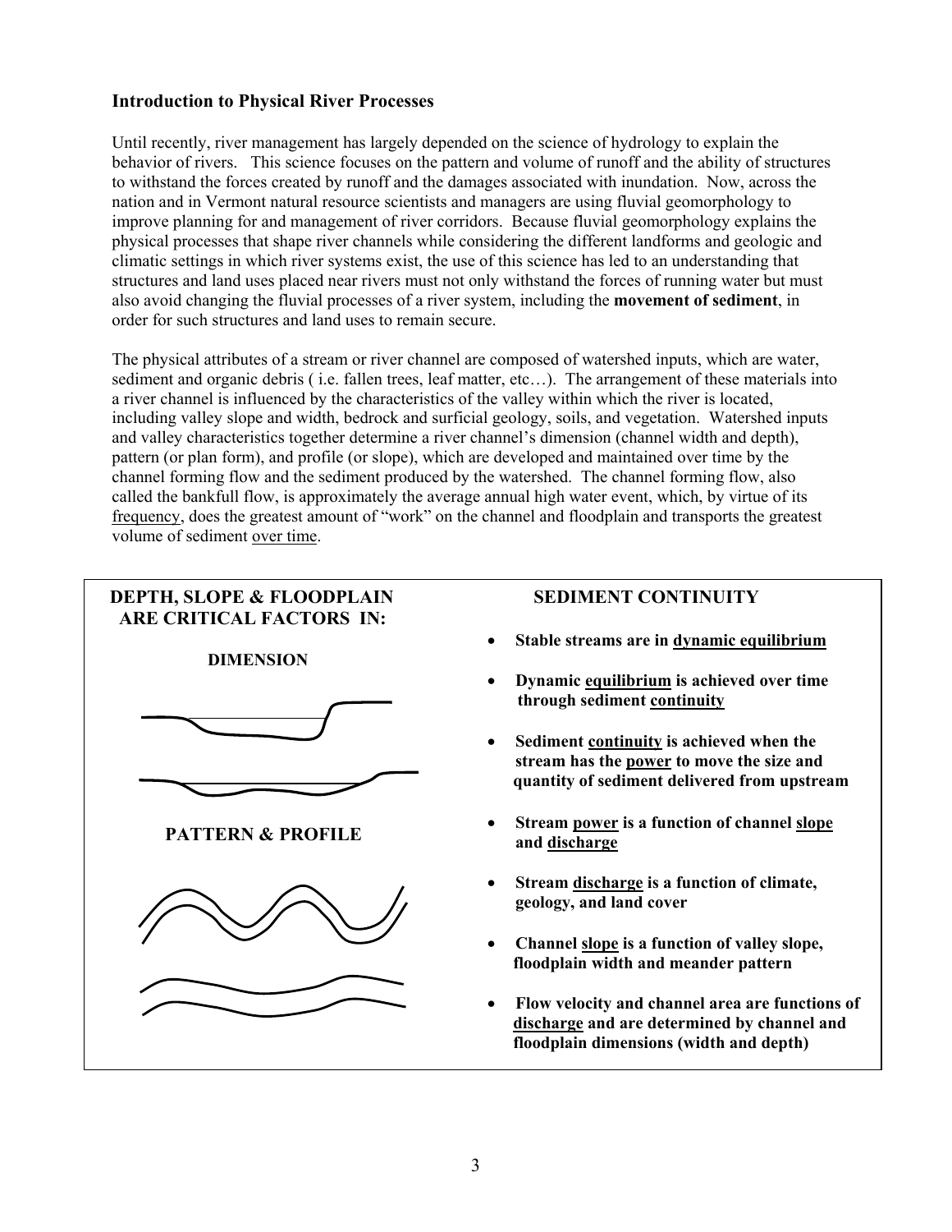### Introduction to Physical River Processes

Until recently, river management has largely depended on the science of hydrology to explain the behavior of rivers. This science focuses on the pattern and volume of runoff and the ability of structures to withstand the forces created by runoff and the damages associated with inundation. Now, across the nation and in Vermont natural resource scientists and managers are using fluvial geomorphology to improve planning for and management of river corridors. Because fluvial geomorphology explains the physical processes that shape river channels while considering the different landforms and geologic and climatic settings in which river systems exist, the use of this science has led to an understanding that structures and land uses placed near rivers must not only withstand the forces of running water but must also avoid changing the fluvial processes of a river system, including the **movement of sediment**, in order for such structures and land uses to remain secure.

The physical attributes of a stream or river channel are composed of watershed inputs, which are water, sediment and organic debris ( i.e. fallen trees, leaf matter, etc…). The arrangement of these materials into a river channel is influenced by the characteristics of the valley within which the river is located, including valley slope and width, bedrock and surficial geology, soils, and vegetation. Watershed inputs and valley characteristics together determine a river channel's dimension (channel width and depth), pattern (or plan form), and profile (or slope), which are developed and maintained over time by the channel forming flow and the sediment produced by the watershed. The channel forming flow, also called the bankfull flow, is approximately the average annual high water event, which, by virtue of its frequency, does the greatest amount of "work" on the channel and floodplain and transports the greatest volume of sediment over time.

**DEPTH, SLOPE & FLOODPLAIN ARE CRITICAL FACTORS IN:**

**DIMENSION**

**PATTERN & PROFILE**

**SEDIMENT CONTINUITY**

- **Stable streams are in dynamic equilibrium**
- **Dynamic equilibrium is achieved over time through sediment continuity**
- **Sediment continuity is achieved when the stream has the power to move the size and quantity of sediment delivered from upstream**
- **Stream power is a function of channel slope and discharge**
- **Stream discharge is a function of climate, geology, and land cover**
- **Channel slope is a function of valley slope, floodplain width and meander pattern**
- **Flow velocity and channel area are functions of discharge and are determined by channel and floodplain dimensions (width and depth)**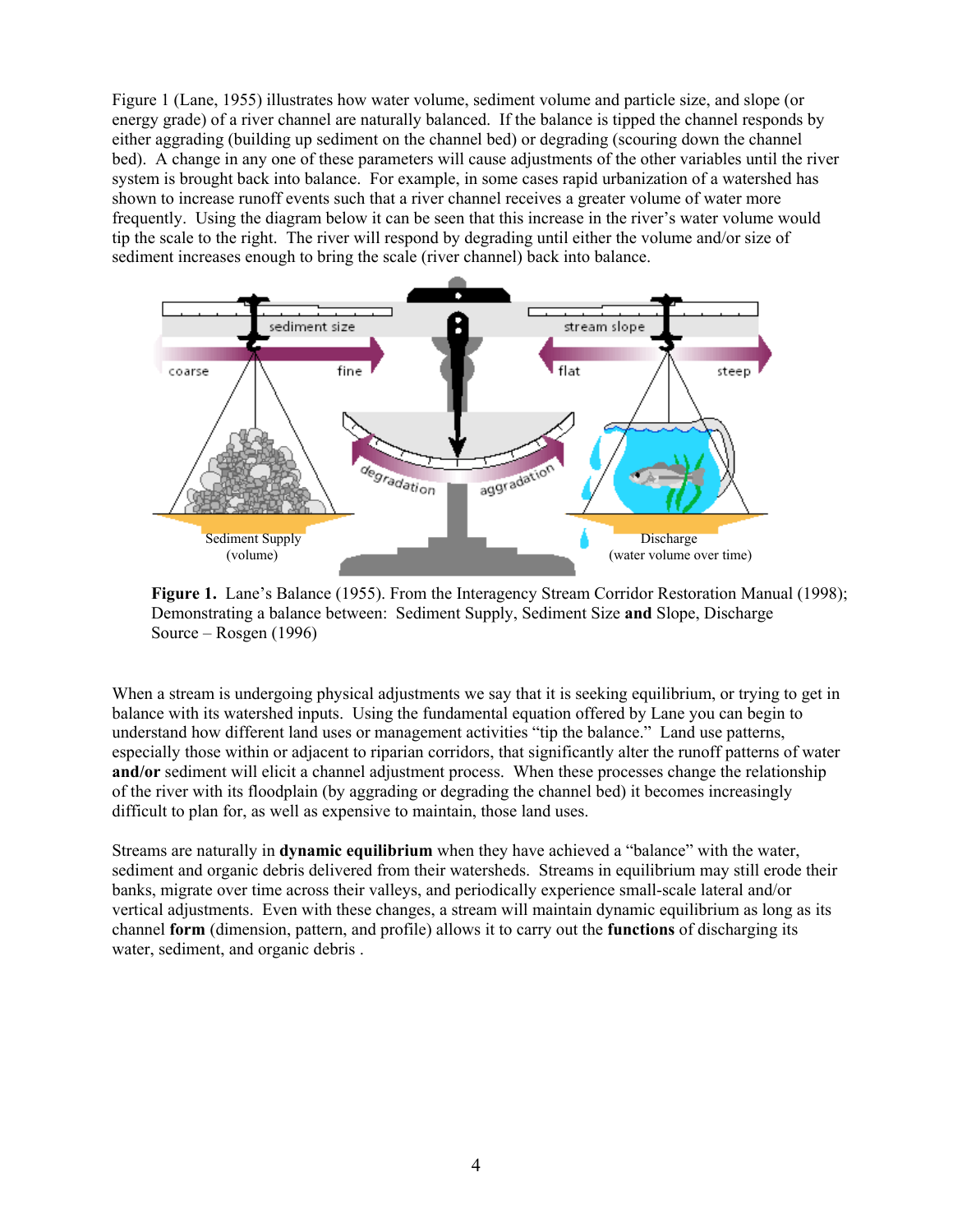Figure 1 (Lane, 1955) illustrates how water volume, sediment volume and particle size, and slope (or energy grade) of a river channel are naturally balanced. If the balance is tipped the channel responds by either aggrading (building up sediment on the channel bed) or degrading (scouring down the channel bed). A change in any one of these parameters will cause adjustments of the other variables until the river system is brought back into balance. For example, in some cases rapid urbanization of a watershed has shown to increase runoff events such that a river channel receives a greater volume of water more frequently. Using the diagram below it can be seen that this increase in the river's water volume would tip the scale to the right. The river will respond by degrading until either the volume and/or size of sediment increases enough to bring the scale (river channel) back into balance.

**Figure 1.** Lane's Balance (1955). From the Interagency Stream Corridor Restoration Manual (1998); Demonstrating a balance between: Sediment Supply, Sediment Size **and** Slope, Discharge Source – Rosgen (1996)

When a stream is undergoing physical adjustments we say that it is seeking equilibrium, or trying to get in balance with its watershed inputs. Using the fundamental equation offered by Lane you can begin to understand how different land uses or management activities "tip the balance." Land use patterns, especially those within or adjacent to riparian corridors, that significantly alter the runoff patterns of water **and/or** sediment will elicit a channel adjustment process. When these processes change the relationship of the river with its floodplain (by aggrading or degrading the channel bed) it becomes increasingly difficult to plan for, as well as expensive to maintain, those land uses.

Streams are naturally in **dynamic equilibrium** when they have achieved a "balance" with the water, sediment and organic debris delivered from their watersheds. Streams in equilibrium may still erode their banks, migrate over time across their valleys, and periodically experience small-scale lateral and/or vertical adjustments. Even with these changes, a stream will maintain dynamic equilibrium as long as its channel **form** (dimension, pattern, and profile) allows it to carry out the **functions** of discharging its water, sediment, and organic debris .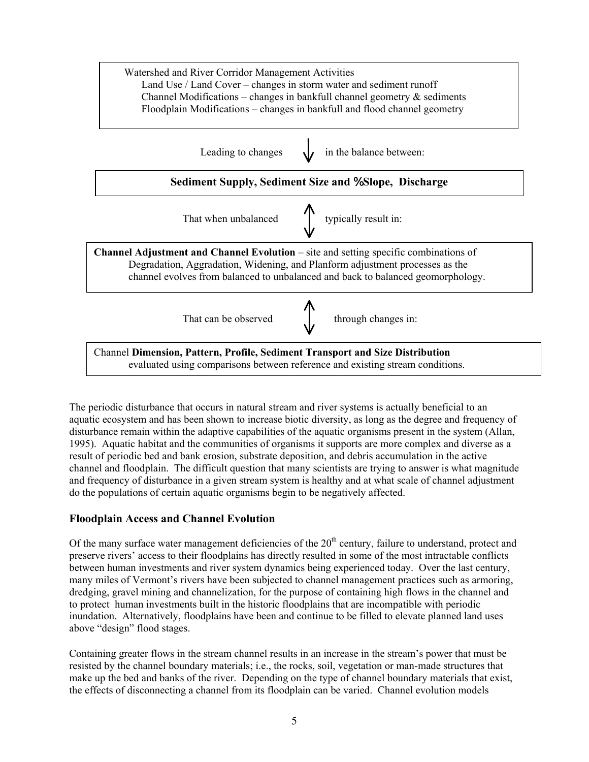Watershed and River Corridor Management Activities
Land Use / Land Cover – changes in storm water and sediment runoff
Channel Modifications – changes in bankfull channel geometry & sediments
Floodplain Modifications – changes in bankfull and flood channel geometry

Leading to changes ↓ in the balance between:

**Sediment Supply, Sediment Size and %Slope, Discharge**

That when unbalanced ↕ typically result in:

**Channel Adjustment and Channel Evolution** – site and setting specific combinations of Degradation, Aggradation, Widening, and Planform adjustment processes as the channel evolves from balanced to unbalanced and back to balanced geomorphology.

That can be observed ↕ through changes in:

Channel **Dimension, Pattern, Profile, Sediment Transport and Size Distribution** evaluated using comparisons between reference and existing stream conditions.

The periodic disturbance that occurs in natural stream and river systems is actually beneficial to an aquatic ecosystem and has been shown to increase biotic diversity, as long as the degree and frequency of disturbance remain within the adaptive capabilities of the aquatic organisms present in the system (Allan, 1995). Aquatic habitat and the communities of organisms it supports are more complex and diverse as a result of periodic bed and bank erosion, substrate deposition, and debris accumulation in the active channel and floodplain. The difficult question that many scientists are trying to answer is what magnitude and frequency of disturbance in a given stream system is healthy and at what scale of channel adjustment do the populations of certain aquatic organisms begin to be negatively affected.

### Floodplain Access and Channel Evolution

Of the many surface water management deficiencies of the 20th century, failure to understand, protect and preserve rivers' access to their floodplains has directly resulted in some of the most intractable conflicts between human investments and river system dynamics being experienced today. Over the last century, many miles of Vermont's rivers have been subjected to channel management practices such as armoring, dredging, gravel mining and channelization, for the purpose of containing high flows in the channel and to protect human investments built in the historic floodplains that are incompatible with periodic inundation. Alternatively, floodplains have been and continue to be filled to elevate planned land uses above "design" flood stages.

Containing greater flows in the stream channel results in an increase in the stream's power that must be resisted by the channel boundary materials; i.e., the rocks, soil, vegetation or man-made structures that make up the bed and banks of the river. Depending on the type of channel boundary materials that exist, the effects of disconnecting a channel from its floodplain can be varied. Channel evolution models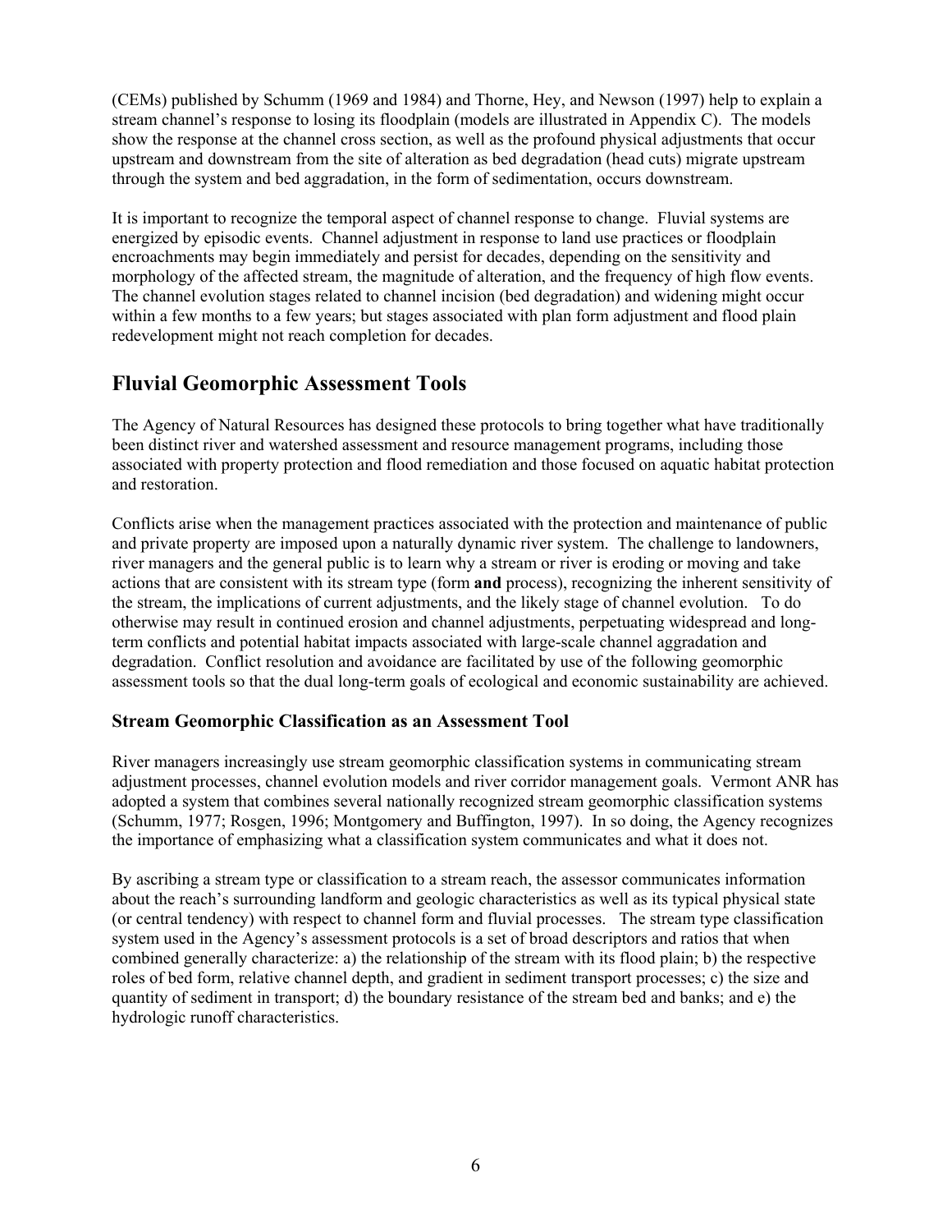(CEMs) published by Schumm (1969 and 1984) and Thorne, Hey, and Newson (1997) help to explain a stream channel's response to losing its floodplain (models are illustrated in Appendix C). The models show the response at the channel cross section, as well as the profound physical adjustments that occur upstream and downstream from the site of alteration as bed degradation (head cuts) migrate upstream through the system and bed aggradation, in the form of sedimentation, occurs downstream.

It is important to recognize the temporal aspect of channel response to change. Fluvial systems are energized by episodic events. Channel adjustment in response to land use practices or floodplain encroachments may begin immediately and persist for decades, depending on the sensitivity and morphology of the affected stream, the magnitude of alteration, and the frequency of high flow events. The channel evolution stages related to channel incision (bed degradation) and widening might occur within a few months to a few years; but stages associated with plan form adjustment and flood plain redevelopment might not reach completion for decades.

## Fluvial Geomorphic Assessment Tools

The Agency of Natural Resources has designed these protocols to bring together what have traditionally been distinct river and watershed assessment and resource management programs, including those associated with property protection and flood remediation and those focused on aquatic habitat protection and restoration.

Conflicts arise when the management practices associated with the protection and maintenance of public and private property are imposed upon a naturally dynamic river system. The challenge to landowners, river managers and the general public is to learn why a stream or river is eroding or moving and take actions that are consistent with its stream type (form **and** process), recognizing the inherent sensitivity of the stream, the implications of current adjustments, and the likely stage of channel evolution. To do otherwise may result in continued erosion and channel adjustments, perpetuating widespread and long-term conflicts and potential habitat impacts associated with large-scale channel aggradation and degradation. Conflict resolution and avoidance are facilitated by use of the following geomorphic assessment tools so that the dual long-term goals of ecological and economic sustainability are achieved.

### Stream Geomorphic Classification as an Assessment Tool

River managers increasingly use stream geomorphic classification systems in communicating stream adjustment processes, channel evolution models and river corridor management goals. Vermont ANR has adopted a system that combines several nationally recognized stream geomorphic classification systems (Schumm, 1977; Rosgen, 1996; Montgomery and Buffington, 1997). In so doing, the Agency recognizes the importance of emphasizing what a classification system communicates and what it does not.

By ascribing a stream type or classification to a stream reach, the assessor communicates information about the reach's surrounding landform and geologic characteristics as well as its typical physical state (or central tendency) with respect to channel form and fluvial processes. The stream type classification system used in the Agency's assessment protocols is a set of broad descriptors and ratios that when combined generally characterize: a) the relationship of the stream with its flood plain; b) the respective roles of bed form, relative channel depth, and gradient in sediment transport processes; c) the size and quantity of sediment in transport; d) the boundary resistance of the stream bed and banks; and e) the hydrologic runoff characteristics.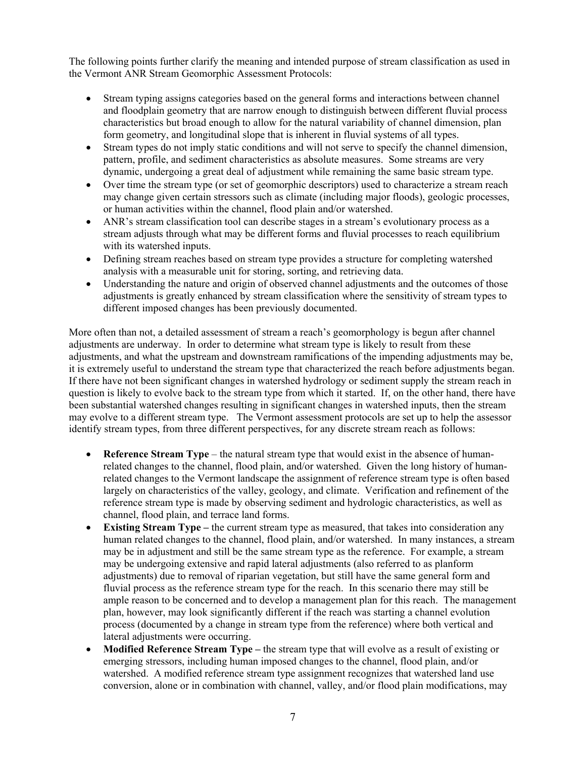The following points further clarify the meaning and intended purpose of stream classification as used in the Vermont ANR Stream Geomorphic Assessment Protocols:

- Stream typing assigns categories based on the general forms and interactions between channel and floodplain geometry that are narrow enough to distinguish between different fluvial process characteristics but broad enough to allow for the natural variability of channel dimension, plan form geometry, and longitudinal slope that is inherent in fluvial systems of all types.
- Stream types do not imply static conditions and will not serve to specify the channel dimension, pattern, profile, and sediment characteristics as absolute measures. Some streams are very dynamic, undergoing a great deal of adjustment while remaining the same basic stream type.
- Over time the stream type (or set of geomorphic descriptors) used to characterize a stream reach may change given certain stressors such as climate (including major floods), geologic processes, or human activities within the channel, flood plain and/or watershed.
- ANR's stream classification tool can describe stages in a stream's evolutionary process as a stream adjusts through what may be different forms and fluvial processes to reach equilibrium with its watershed inputs.
- Defining stream reaches based on stream type provides a structure for completing watershed analysis with a measurable unit for storing, sorting, and retrieving data.
- Understanding the nature and origin of observed channel adjustments and the outcomes of those adjustments is greatly enhanced by stream classification where the sensitivity of stream types to different imposed changes has been previously documented.

More often than not, a detailed assessment of stream a reach's geomorphology is begun after channel adjustments are underway. In order to determine what stream type is likely to result from these adjustments, and what the upstream and downstream ramifications of the impending adjustments may be, it is extremely useful to understand the stream type that characterized the reach before adjustments began. If there have not been significant changes in watershed hydrology or sediment supply the stream reach in question is likely to evolve back to the stream type from which it started. If, on the other hand, there have been substantial watershed changes resulting in significant changes in watershed inputs, then the stream may evolve to a different stream type. The Vermont assessment protocols are set up to help the assessor identify stream types, from three different perspectives, for any discrete stream reach as follows:

- **Reference Stream Type** – the natural stream type that would exist in the absence of human-related changes to the channel, flood plain, and/or watershed. Given the long history of human-related changes to the Vermont landscape the assignment of reference stream type is often based largely on characteristics of the valley, geology, and climate. Verification and refinement of the reference stream type is made by observing sediment and hydrologic characteristics, as well as channel, flood plain, and terrace land forms.
- **Existing Stream Type –** the current stream type as measured, that takes into consideration any human related changes to the channel, flood plain, and/or watershed. In many instances, a stream may be in adjustment and still be the same stream type as the reference. For example, a stream may be undergoing extensive and rapid lateral adjustments (also referred to as planform adjustments) due to removal of riparian vegetation, but still have the same general form and fluvial process as the reference stream type for the reach. In this scenario there may still be ample reason to be concerned and to develop a management plan for this reach. The management plan, however, may look significantly different if the reach was starting a channel evolution process (documented by a change in stream type from the reference) where both vertical and lateral adjustments were occurring.
- **Modified Reference Stream Type –** the stream type that will evolve as a result of existing or emerging stressors, including human imposed changes to the channel, flood plain, and/or watershed. A modified reference stream type assignment recognizes that watershed land use conversion, alone or in combination with channel, valley, and/or flood plain modifications, may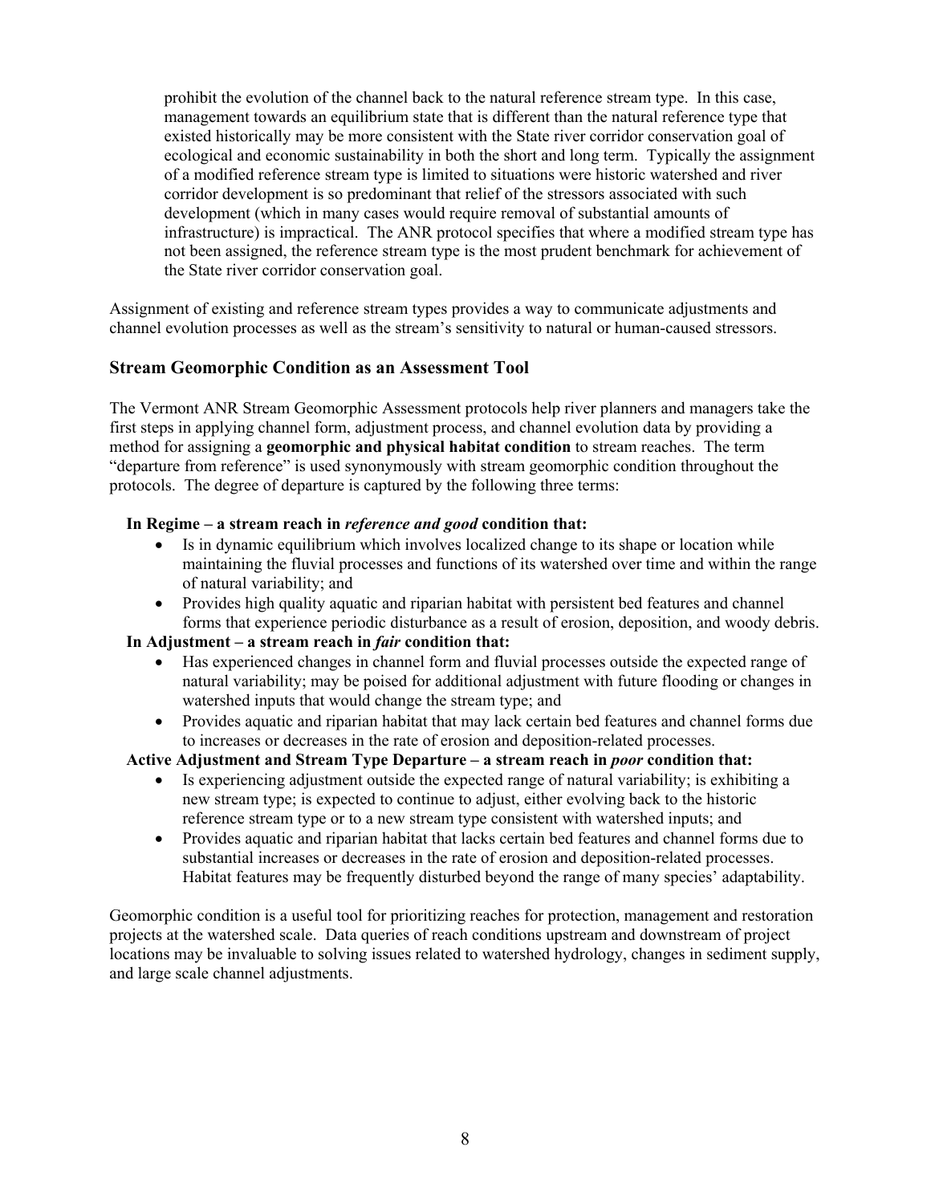prohibit the evolution of the channel back to the natural reference stream type. In this case, management towards an equilibrium state that is different than the natural reference type that existed historically may be more consistent with the State river corridor conservation goal of ecological and economic sustainability in both the short and long term. Typically the assignment of a modified reference stream type is limited to situations were historic watershed and river corridor development is so predominant that relief of the stressors associated with such development (which in many cases would require removal of substantial amounts of infrastructure) is impractical. The ANR protocol specifies that where a modified stream type has not been assigned, the reference stream type is the most prudent benchmark for achievement of the State river corridor conservation goal.

Assignment of existing and reference stream types provides a way to communicate adjustments and channel evolution processes as well as the stream's sensitivity to natural or human-caused stressors.

### Stream Geomorphic Condition as an Assessment Tool

The Vermont ANR Stream Geomorphic Assessment protocols help river planners and managers take the first steps in applying channel form, adjustment process, and channel evolution data by providing a method for assigning a **geomorphic and physical habitat condition** to stream reaches. The term "departure from reference" is used synonymously with stream geomorphic condition throughout the protocols. The degree of departure is captured by the following three terms:

**In Regime – a stream reach in *reference and good* condition that:**

- Is in dynamic equilibrium which involves localized change to its shape or location while maintaining the fluvial processes and functions of its watershed over time and within the range of natural variability; and
- Provides high quality aquatic and riparian habitat with persistent bed features and channel forms that experience periodic disturbance as a result of erosion, deposition, and woody debris.

**In Adjustment – a stream reach in *fair* condition that:**

- Has experienced changes in channel form and fluvial processes outside the expected range of natural variability; may be poised for additional adjustment with future flooding or changes in watershed inputs that would change the stream type; and
- Provides aquatic and riparian habitat that may lack certain bed features and channel forms due to increases or decreases in the rate of erosion and deposition-related processes.

**Active Adjustment and Stream Type Departure – a stream reach in *poor* condition that:**

- Is experiencing adjustment outside the expected range of natural variability; is exhibiting a new stream type; is expected to continue to adjust, either evolving back to the historic reference stream type or to a new stream type consistent with watershed inputs; and
- Provides aquatic and riparian habitat that lacks certain bed features and channel forms due to substantial increases or decreases in the rate of erosion and deposition-related processes. Habitat features may be frequently disturbed beyond the range of many species' adaptability.

Geomorphic condition is a useful tool for prioritizing reaches for protection, management and restoration projects at the watershed scale. Data queries of reach conditions upstream and downstream of project locations may be invaluable to solving issues related to watershed hydrology, changes in sediment supply, and large scale channel adjustments.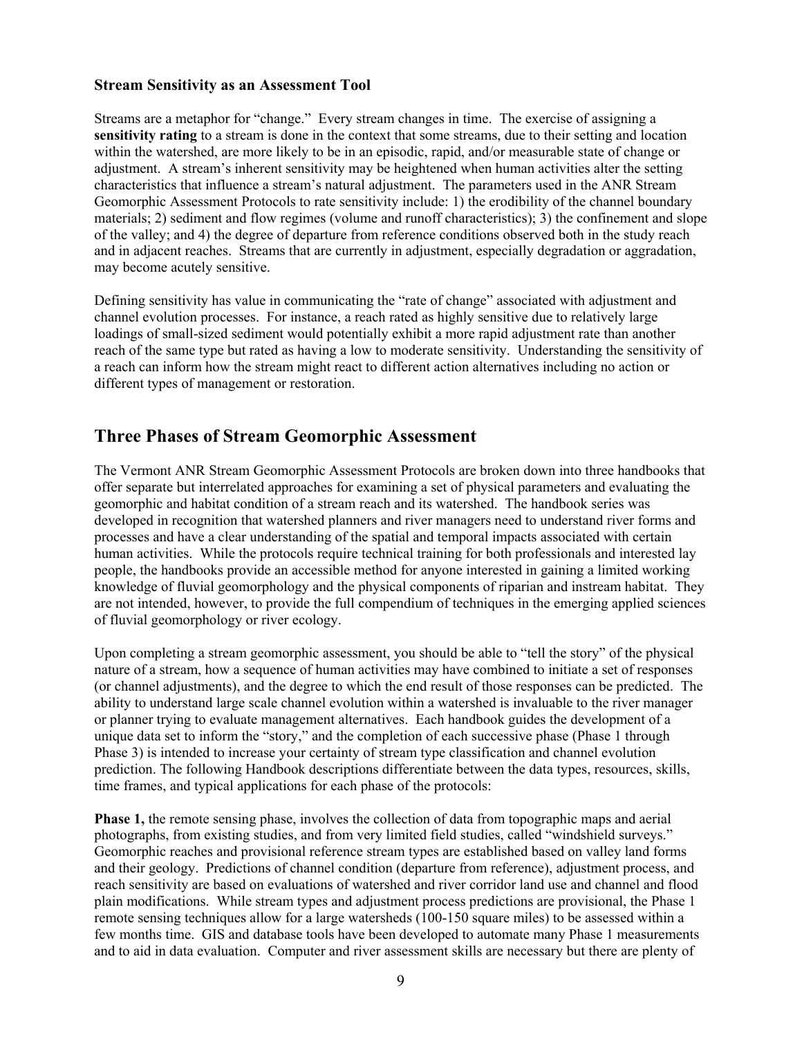### Stream Sensitivity as an Assessment Tool

Streams are a metaphor for "change." Every stream changes in time. The exercise of assigning a **sensitivity rating** to a stream is done in the context that some streams, due to their setting and location within the watershed, are more likely to be in an episodic, rapid, and/or measurable state of change or adjustment. A stream's inherent sensitivity may be heightened when human activities alter the setting characteristics that influence a stream's natural adjustment. The parameters used in the ANR Stream Geomorphic Assessment Protocols to rate sensitivity include: 1) the erodibility of the channel boundary materials; 2) sediment and flow regimes (volume and runoff characteristics); 3) the confinement and slope of the valley; and 4) the degree of departure from reference conditions observed both in the study reach and in adjacent reaches. Streams that are currently in adjustment, especially degradation or aggradation, may become acutely sensitive.

Defining sensitivity has value in communicating the "rate of change" associated with adjustment and channel evolution processes. For instance, a reach rated as highly sensitive due to relatively large loadings of small-sized sediment would potentially exhibit a more rapid adjustment rate than another reach of the same type but rated as having a low to moderate sensitivity. Understanding the sensitivity of a reach can inform how the stream might react to different action alternatives including no action or different types of management or restoration.

## Three Phases of Stream Geomorphic Assessment

The Vermont ANR Stream Geomorphic Assessment Protocols are broken down into three handbooks that offer separate but interrelated approaches for examining a set of physical parameters and evaluating the geomorphic and habitat condition of a stream reach and its watershed. The handbook series was developed in recognition that watershed planners and river managers need to understand river forms and processes and have a clear understanding of the spatial and temporal impacts associated with certain human activities. While the protocols require technical training for both professionals and interested lay people, the handbooks provide an accessible method for anyone interested in gaining a limited working knowledge of fluvial geomorphology and the physical components of riparian and instream habitat. They are not intended, however, to provide the full compendium of techniques in the emerging applied sciences of fluvial geomorphology or river ecology.

Upon completing a stream geomorphic assessment, you should be able to "tell the story" of the physical nature of a stream, how a sequence of human activities may have combined to initiate a set of responses (or channel adjustments), and the degree to which the end result of those responses can be predicted. The ability to understand large scale channel evolution within a watershed is invaluable to the river manager or planner trying to evaluate management alternatives. Each handbook guides the development of a unique data set to inform the "story," and the completion of each successive phase (Phase 1 through Phase 3) is intended to increase your certainty of stream type classification and channel evolution prediction. The following Handbook descriptions differentiate between the data types, resources, skills, time frames, and typical applications for each phase of the protocols:

**Phase 1,** the remote sensing phase, involves the collection of data from topographic maps and aerial photographs, from existing studies, and from very limited field studies, called "windshield surveys." Geomorphic reaches and provisional reference stream types are established based on valley land forms and their geology. Predictions of channel condition (departure from reference), adjustment process, and reach sensitivity are based on evaluations of watershed and river corridor land use and channel and flood plain modifications. While stream types and adjustment process predictions are provisional, the Phase 1 remote sensing techniques allow for a large watersheds (100-150 square miles) to be assessed within a few months time. GIS and database tools have been developed to automate many Phase 1 measurements and to aid in data evaluation. Computer and river assessment skills are necessary but there are plenty of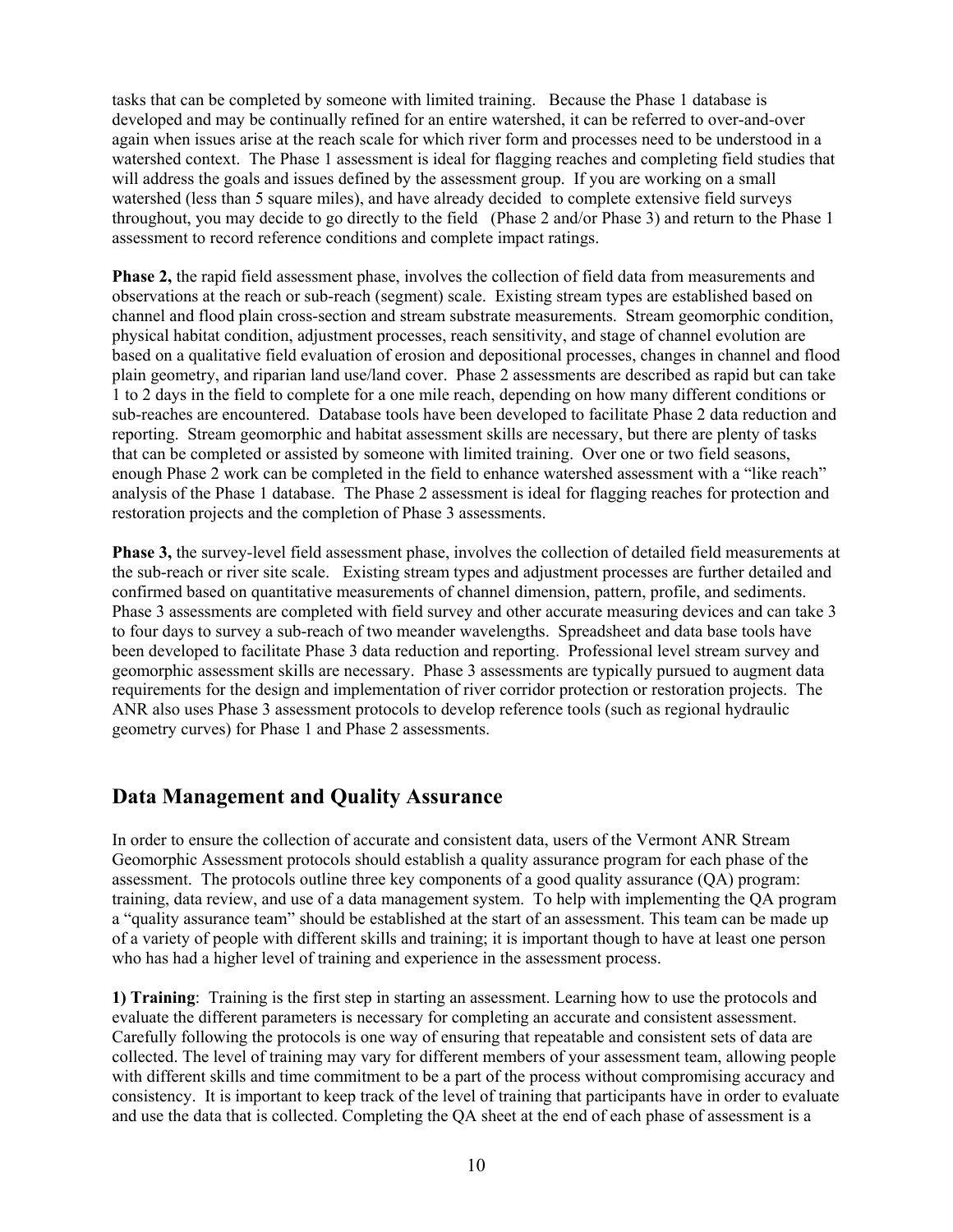tasks that can be completed by someone with limited training. Because the Phase 1 database is developed and may be continually refined for an entire watershed, it can be referred to over-and-over again when issues arise at the reach scale for which river form and processes need to be understood in a watershed context. The Phase 1 assessment is ideal for flagging reaches and completing field studies that will address the goals and issues defined by the assessment group. If you are working on a small watershed (less than 5 square miles), and have already decided to complete extensive field surveys throughout, you may decide to go directly to the field (Phase 2 and/or Phase 3) and return to the Phase 1 assessment to record reference conditions and complete impact ratings.

**Phase 2,** the rapid field assessment phase, involves the collection of field data from measurements and observations at the reach or sub-reach (segment) scale. Existing stream types are established based on channel and flood plain cross-section and stream substrate measurements. Stream geomorphic condition, physical habitat condition, adjustment processes, reach sensitivity, and stage of channel evolution are based on a qualitative field evaluation of erosion and depositional processes, changes in channel and flood plain geometry, and riparian land use/land cover. Phase 2 assessments are described as rapid but can take 1 to 2 days in the field to complete for a one mile reach, depending on how many different conditions or sub-reaches are encountered. Database tools have been developed to facilitate Phase 2 data reduction and reporting. Stream geomorphic and habitat assessment skills are necessary, but there are plenty of tasks that can be completed or assisted by someone with limited training. Over one or two field seasons, enough Phase 2 work can be completed in the field to enhance watershed assessment with a "like reach" analysis of the Phase 1 database. The Phase 2 assessment is ideal for flagging reaches for protection and restoration projects and the completion of Phase 3 assessments.

**Phase 3,** the survey-level field assessment phase, involves the collection of detailed field measurements at the sub-reach or river site scale. Existing stream types and adjustment processes are further detailed and confirmed based on quantitative measurements of channel dimension, pattern, profile, and sediments. Phase 3 assessments are completed with field survey and other accurate measuring devices and can take 3 to four days to survey a sub-reach of two meander wavelengths. Spreadsheet and data base tools have been developed to facilitate Phase 3 data reduction and reporting. Professional level stream survey and geomorphic assessment skills are necessary. Phase 3 assessments are typically pursued to augment data requirements for the design and implementation of river corridor protection or restoration projects. The ANR also uses Phase 3 assessment protocols to develop reference tools (such as regional hydraulic geometry curves) for Phase 1 and Phase 2 assessments.

## Data Management and Quality Assurance

In order to ensure the collection of accurate and consistent data, users of the Vermont ANR Stream Geomorphic Assessment protocols should establish a quality assurance program for each phase of the assessment. The protocols outline three key components of a good quality assurance (QA) program: training, data review, and use of a data management system. To help with implementing the QA program a "quality assurance team" should be established at the start of an assessment. This team can be made up of a variety of people with different skills and training; it is important though to have at least one person who has had a higher level of training and experience in the assessment process.

**1) Training**: Training is the first step in starting an assessment. Learning how to use the protocols and evaluate the different parameters is necessary for completing an accurate and consistent assessment. Carefully following the protocols is one way of ensuring that repeatable and consistent sets of data are collected. The level of training may vary for different members of your assessment team, allowing people with different skills and time commitment to be a part of the process without compromising accuracy and consistency. It is important to keep track of the level of training that participants have in order to evaluate and use the data that is collected. Completing the QA sheet at the end of each phase of assessment is a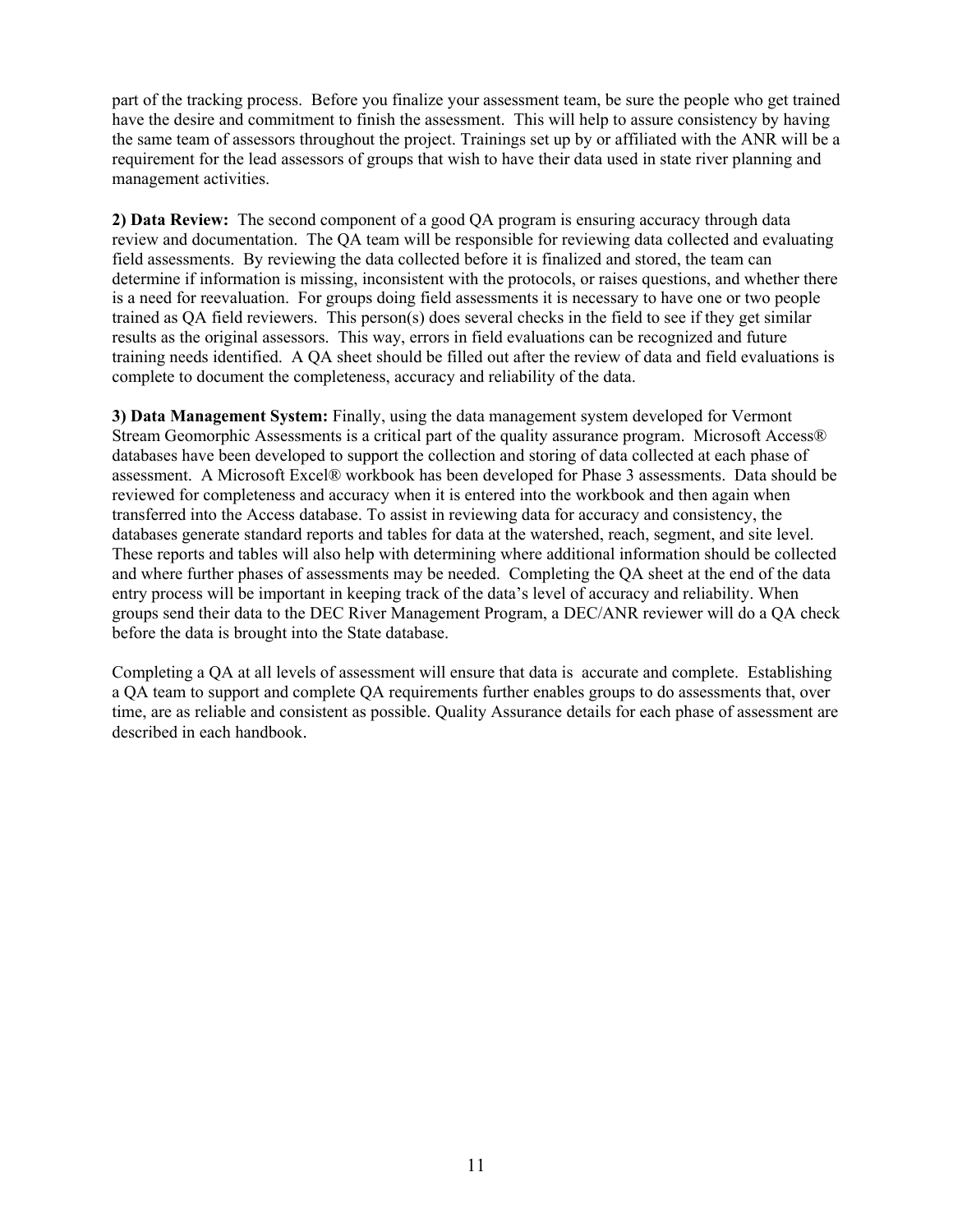part of the tracking process. Before you finalize your assessment team, be sure the people who get trained have the desire and commitment to finish the assessment. This will help to assure consistency by having the same team of assessors throughout the project. Trainings set up by or affiliated with the ANR will be a requirement for the lead assessors of groups that wish to have their data used in state river planning and management activities.

**2) Data Review:** The second component of a good QA program is ensuring accuracy through data review and documentation. The QA team will be responsible for reviewing data collected and evaluating field assessments. By reviewing the data collected before it is finalized and stored, the team can determine if information is missing, inconsistent with the protocols, or raises questions, and whether there is a need for reevaluation. For groups doing field assessments it is necessary to have one or two people trained as QA field reviewers. This person(s) does several checks in the field to see if they get similar results as the original assessors. This way, errors in field evaluations can be recognized and future training needs identified. A QA sheet should be filled out after the review of data and field evaluations is complete to document the completeness, accuracy and reliability of the data.

**3) Data Management System:** Finally, using the data management system developed for Vermont Stream Geomorphic Assessments is a critical part of the quality assurance program. Microsoft Access® databases have been developed to support the collection and storing of data collected at each phase of assessment. A Microsoft Excel® workbook has been developed for Phase 3 assessments. Data should be reviewed for completeness and accuracy when it is entered into the workbook and then again when transferred into the Access database. To assist in reviewing data for accuracy and consistency, the databases generate standard reports and tables for data at the watershed, reach, segment, and site level. These reports and tables will also help with determining where additional information should be collected and where further phases of assessments may be needed. Completing the QA sheet at the end of the data entry process will be important in keeping track of the data's level of accuracy and reliability. When groups send their data to the DEC River Management Program, a DEC/ANR reviewer will do a QA check before the data is brought into the State database.

Completing a QA at all levels of assessment will ensure that data is accurate and complete. Establishing a QA team to support and complete QA requirements further enables groups to do assessments that, over time, are as reliable and consistent as possible. Quality Assurance details for each phase of assessment are described in each handbook.